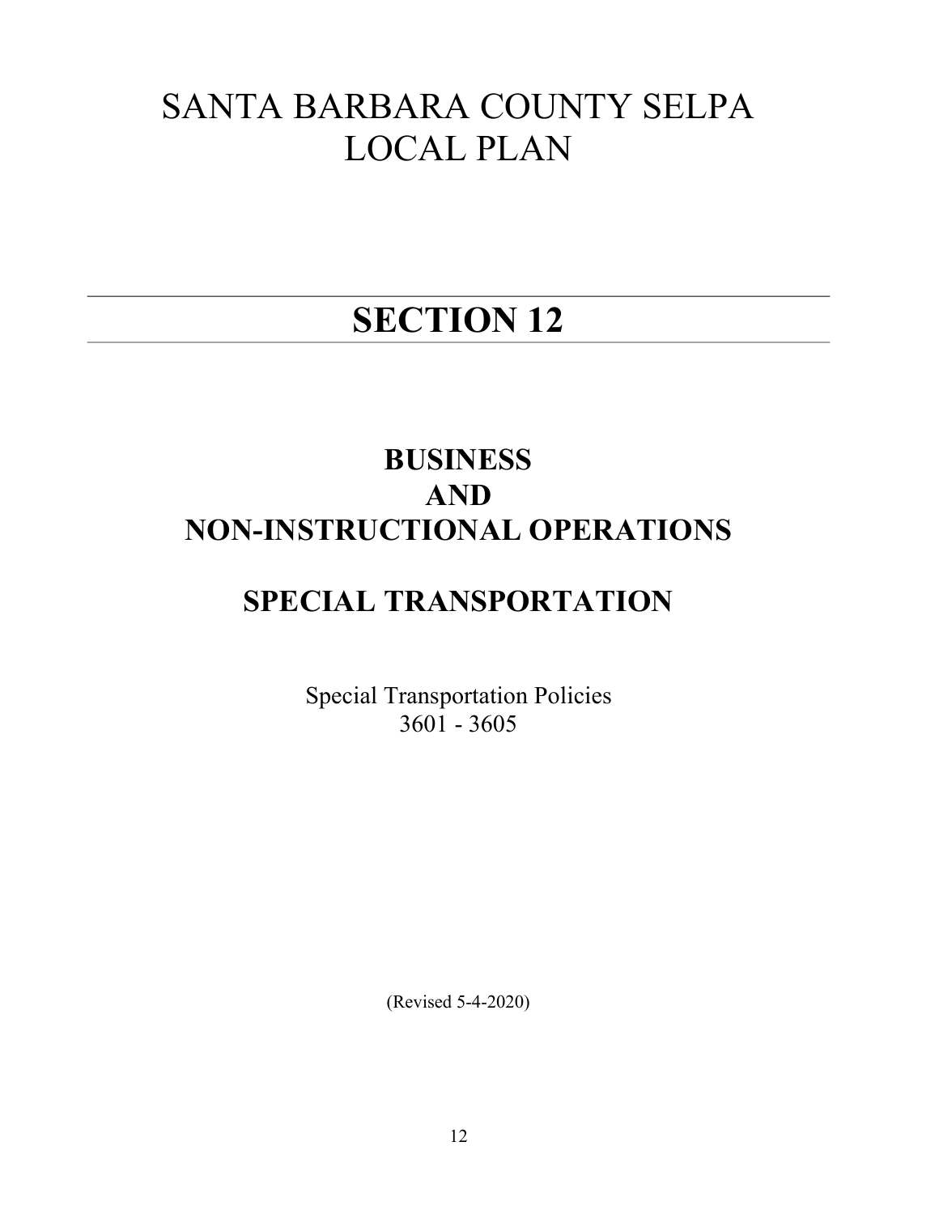# SANTA BARBARA COUNTY SELPA LOCAL PLAN

---

# SECTION 12

---

## BUSINESS AND NON-INSTRUCTIONAL OPERATIONS

## SPECIAL TRANSPORTATION

Special Transportation Policies
3601 - 3605

(Revised 5-4-2020)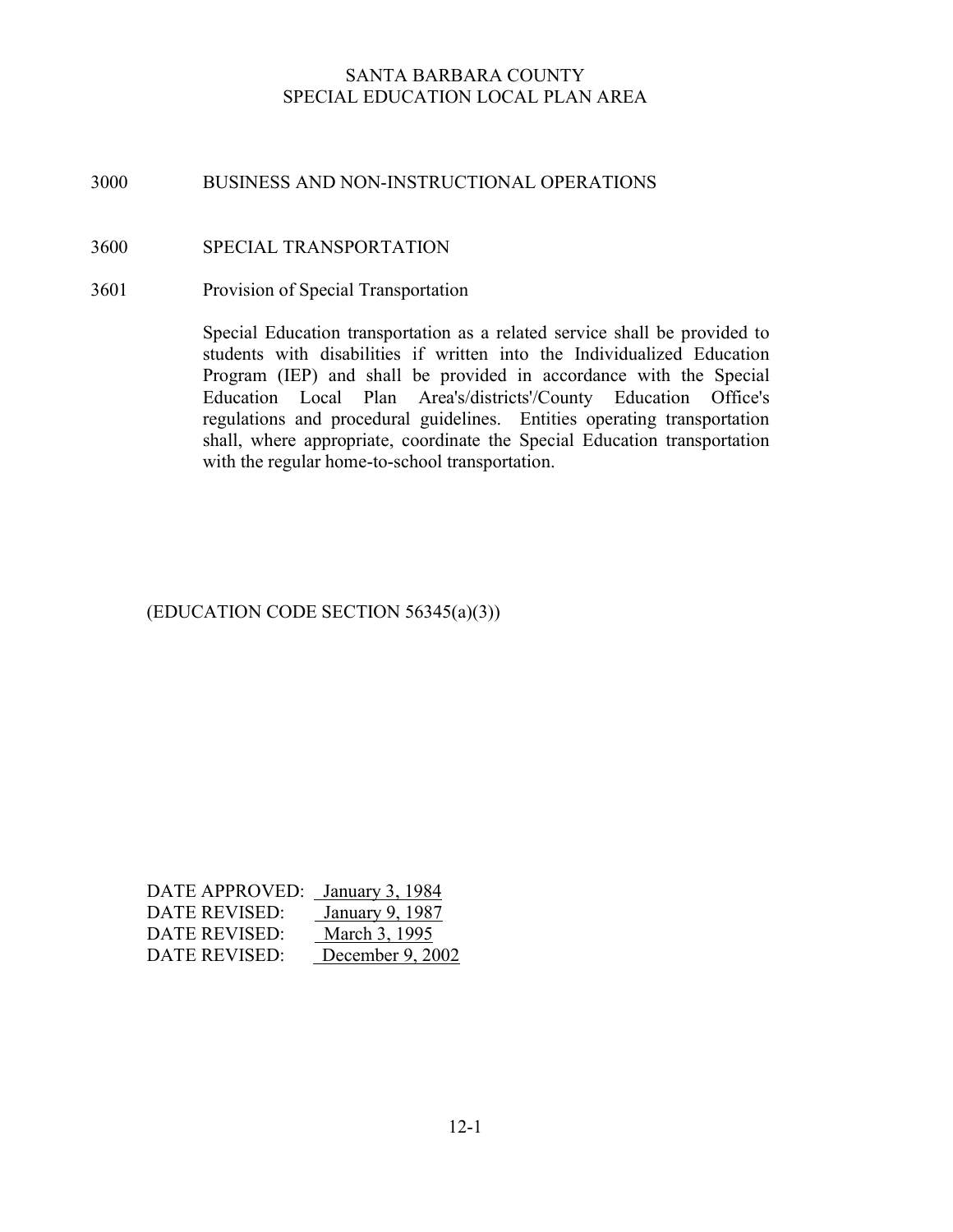SANTA BARBARA COUNTY
SPECIAL EDUCATION LOCAL PLAN AREA

# 3000 BUSINESS AND NON-INSTRUCTIONAL OPERATIONS

## 3600 SPECIAL TRANSPORTATION

### 3601 Provision of Special Transportation

Special Education transportation as a related service shall be provided to students with disabilities if written into the Individualized Education Program (IEP) and shall be provided in accordance with the Special Education Local Plan Area's/districts'/County Education Office's regulations and procedural guidelines. Entities operating transportation shall, where appropriate, coordinate the Special Education transportation with the regular home-to-school transportation.

(EDUCATION CODE SECTION 56345(a)(3))

DATE APPROVED: January 3, 1984
DATE REVISED: January 9, 1987
DATE REVISED: March 3, 1995
DATE REVISED: December 9, 2002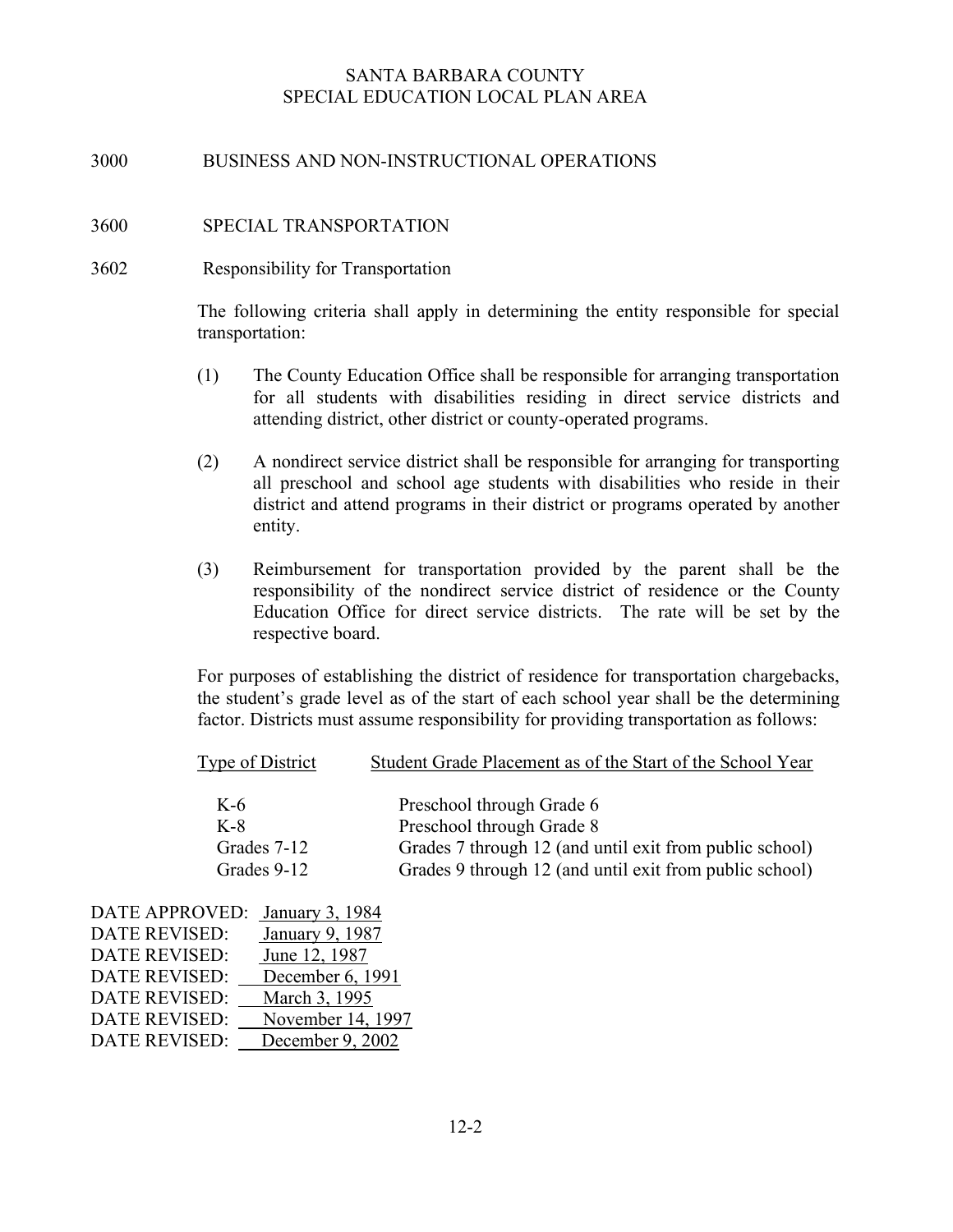SANTA BARBARA COUNTY
SPECIAL EDUCATION LOCAL PLAN AREA

## 3000 BUSINESS AND NON-INSTRUCTIONAL OPERATIONS

## 3600 SPECIAL TRANSPORTATION

### 3602 Responsibility for Transportation

The following criteria shall apply in determining the entity responsible for special transportation:

(1) The County Education Office shall be responsible for arranging transportation for all students with disabilities residing in direct service districts and attending district, other district or county-operated programs.

(2) A nondirect service district shall be responsible for arranging for transporting all preschool and school age students with disabilities who reside in their district and attend programs in their district or programs operated by another entity.

(3) Reimbursement for transportation provided by the parent shall be the responsibility of the nondirect service district of residence or the County Education Office for direct service districts. The rate will be set by the respective board.

For purposes of establishing the district of residence for transportation chargebacks, the student's grade level as of the start of each school year shall be the determining factor. Districts must assume responsibility for providing transportation as follows:

| Type of District | Student Grade Placement as of the Start of the School Year |
|---|---|
| K-6 | Preschool through Grade 6 |
| K-8 | Preschool through Grade 8 |
| Grades 7-12 | Grades 7 through 12 (and until exit from public school) |
| Grades 9-12 | Grades 9 through 12 (and until exit from public school) |

DATE APPROVED: January 3, 1984
DATE REVISED: January 9, 1987
DATE REVISED: June 12, 1987
DATE REVISED: December 6, 1991
DATE REVISED: March 3, 1995
DATE REVISED: November 14, 1997
DATE REVISED: December 9, 2002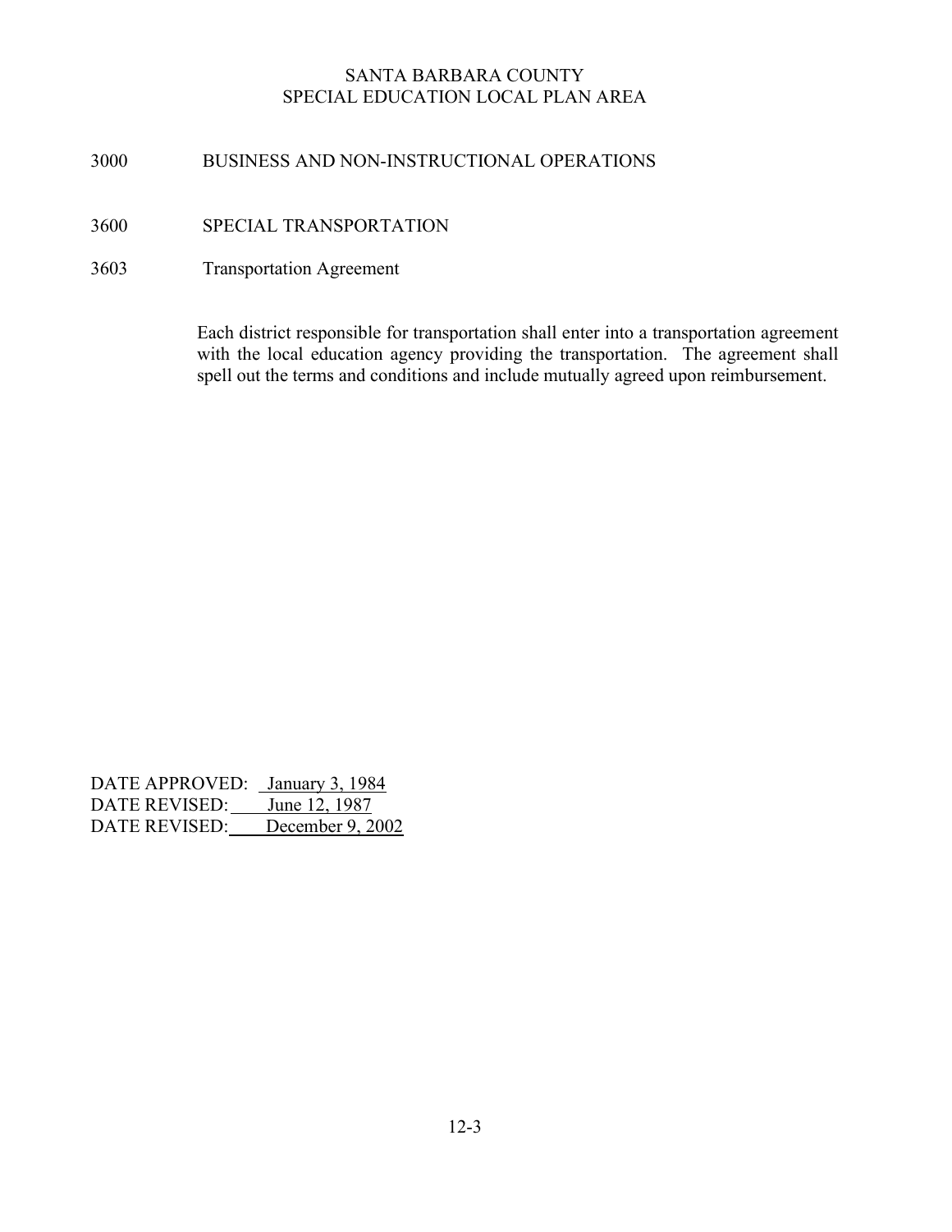SANTA BARBARA COUNTY
SPECIAL EDUCATION LOCAL PLAN AREA

# 3000 BUSINESS AND NON-INSTRUCTIONAL OPERATIONS

## 3600 SPECIAL TRANSPORTATION

### 3603 Transportation Agreement

Each district responsible for transportation shall enter into a transportation agreement with the local education agency providing the transportation. The agreement shall spell out the terms and conditions and include mutually agreed upon reimbursement.

DATE APPROVED: January 3, 1984
DATE REVISED: June 12, 1987
DATE REVISED: December 9, 2002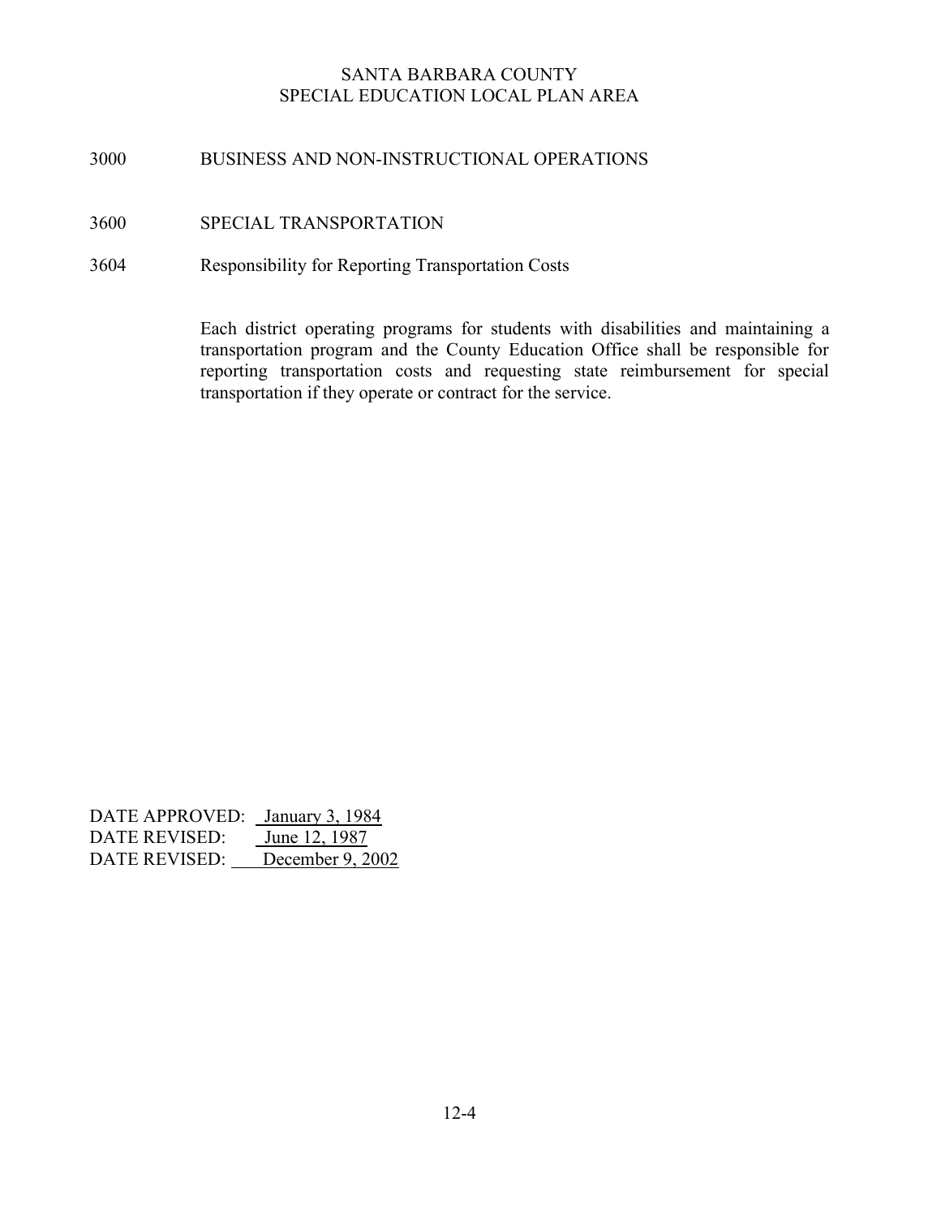SANTA BARBARA COUNTY
SPECIAL EDUCATION LOCAL PLAN AREA

# 3000 BUSINESS AND NON-INSTRUCTIONAL OPERATIONS

## 3600 SPECIAL TRANSPORTATION

### 3604 Responsibility for Reporting Transportation Costs

Each district operating programs for students with disabilities and maintaining a transportation program and the County Education Office shall be responsible for reporting transportation costs and requesting state reimbursement for special transportation if they operate or contract for the service.

DATE APPROVED: January 3, 1984
DATE REVISED: June 12, 1987
DATE REVISED: December 9, 2002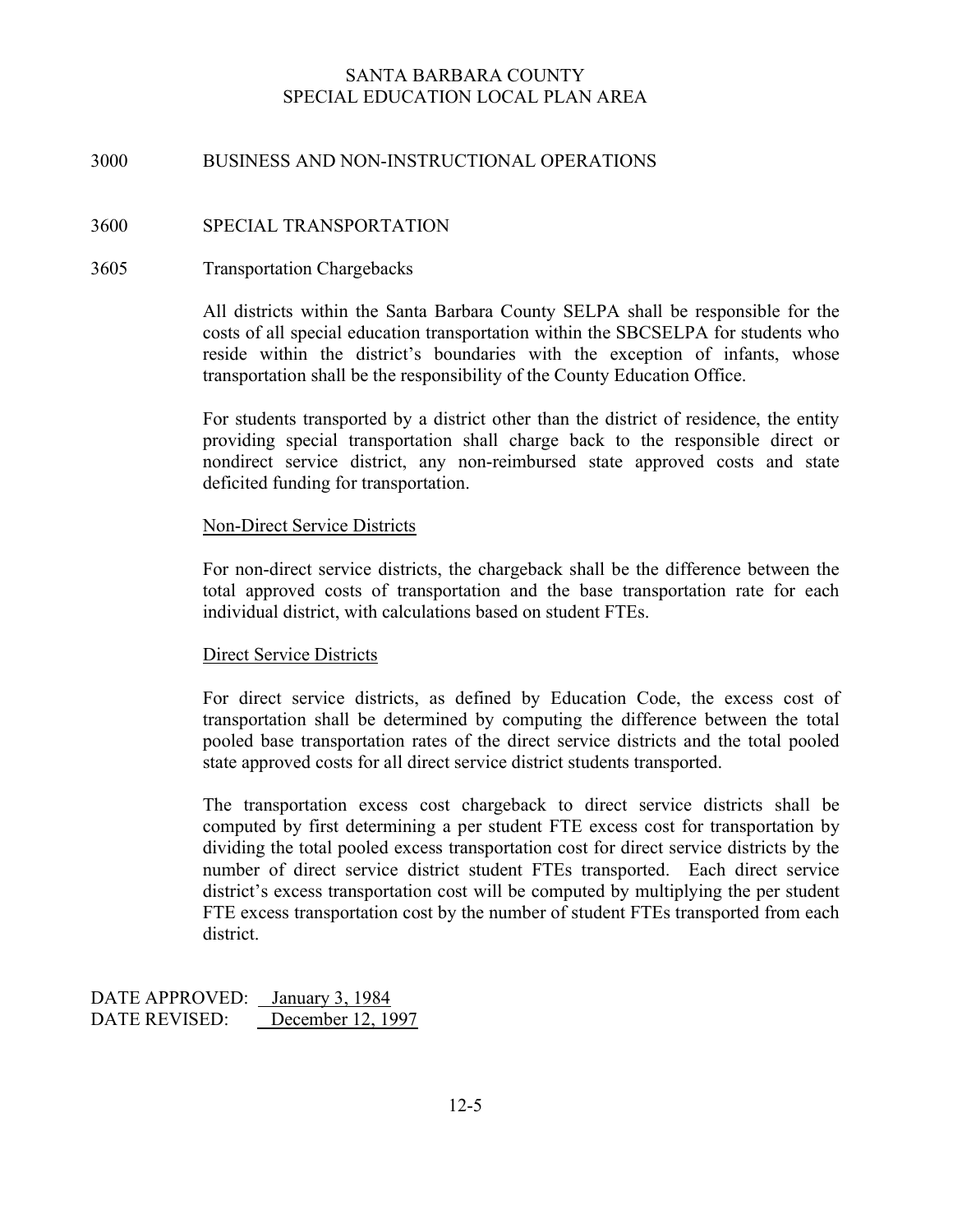SANTA BARBARA COUNTY
SPECIAL EDUCATION LOCAL PLAN AREA

# 3000 BUSINESS AND NON-INSTRUCTIONAL OPERATIONS

## 3600 SPECIAL TRANSPORTATION

### 3605 Transportation Chargebacks

All districts within the Santa Barbara County SELPA shall be responsible for the costs of all special education transportation within the SBCSELPA for students who reside within the district's boundaries with the exception of infants, whose transportation shall be the responsibility of the County Education Office.

For students transported by a district other than the district of residence, the entity providing special transportation shall charge back to the responsible direct or nondirect service district, any non-reimbursed state approved costs and state deficited funding for transportation.

<u>Non-Direct Service Districts</u>

For non-direct service districts, the chargeback shall be the difference between the total approved costs of transportation and the base transportation rate for each individual district, with calculations based on student FTEs.

<u>Direct Service Districts</u>

For direct service districts, as defined by Education Code, the excess cost of transportation shall be determined by computing the difference between the total pooled base transportation rates of the direct service districts and the total pooled state approved costs for all direct service district students transported.

The transportation excess cost chargeback to direct service districts shall be computed by first determining a per student FTE excess cost for transportation by dividing the total pooled excess transportation cost for direct service districts by the number of direct service district student FTEs transported. Each direct service district's excess transportation cost will be computed by multiplying the per student FTE excess transportation cost by the number of student FTEs transported from each district.

DATE APPROVED: January 3, 1984
DATE REVISED: December 12, 1997